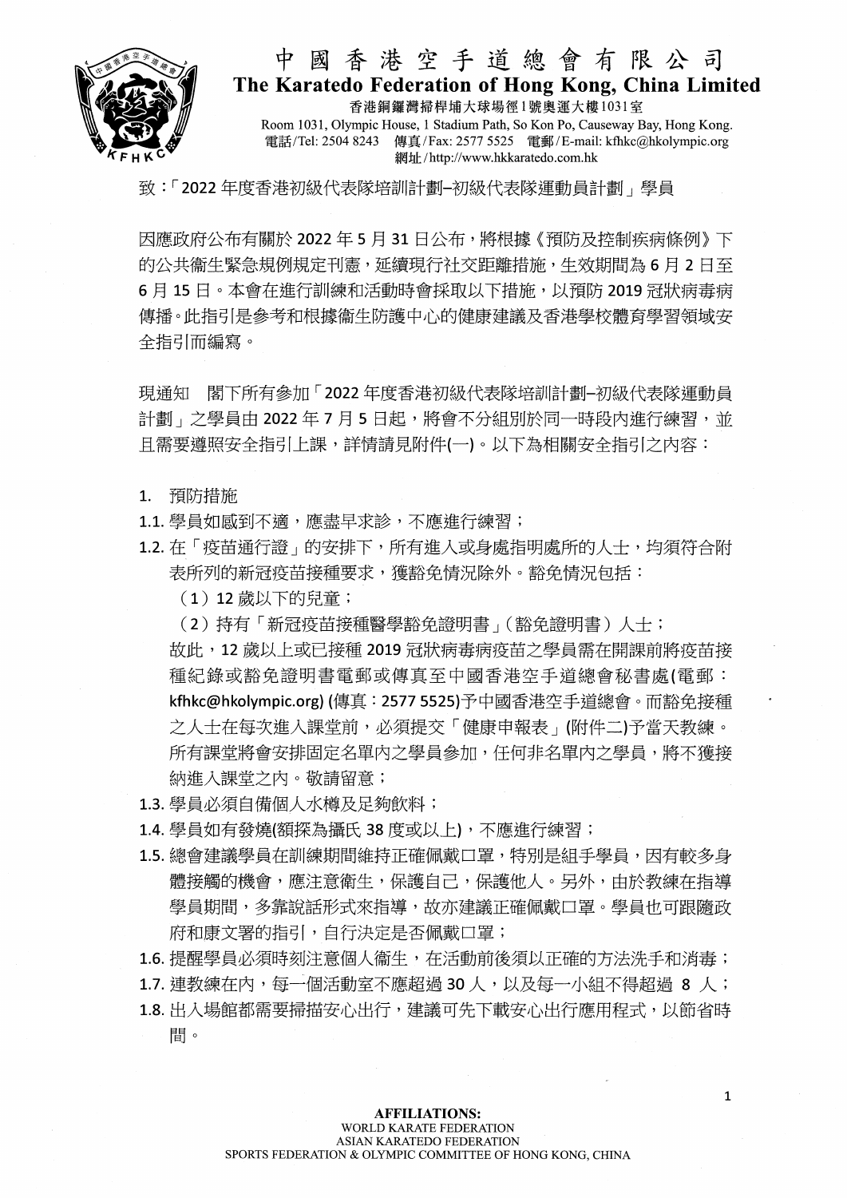# 中國香港空手道總會有限公司

**The Karatedo Federation of Hong Kong, China Limited**

香港銅鑼灣掃桿埔大球場徑1號奧運大樓1031室

Room 1031, Olympic House, 1 Stadium Path, So Kon Po, Causeway Bay, Hong Kong.

電話/Tel: 2504 8243　傳真/Fax: 2577 5525　電郵/E-mail: kfhkc@hkolympic.org

網址/http://www.hkkaratedo.com.hk

致：「2022 年度香港初級代表隊培訓計劃–初級代表隊運動員計劃」學員

因應政府公布有關於 2022 年 5 月 31 日公布，將根據《預防及控制疾病條例》下的公共衞生緊急規例規定刊憲，延續現行社交距離措施，生效期間為 6 月 2 日至 6 月 15 日。本會在進行訓練和活動時會採取以下措施，以預防 2019 冠狀病毒病傳播。此指引是參考和根據衞生防護中心的健康建議及香港學校體育學習領域安全指引而編寫。

現通知　閣下所有參加「2022 年度香港初級代表隊培訓計劃–初級代表隊運動員計劃」之學員由 2022 年 7 月 5 日起，將會不分組別於同一時段內進行練習，並且需要遵照安全指引上課，詳情請見附件(一)。以下為相關安全指引之內容：

1. 預防措施

1.1. 學員如感到不適，應盡早求診，不應進行練習；

1.2. 在「疫苗通行證」的安排下，所有進入或身處指明處所的人士，均須符合附表所列的新冠疫苗接種要求，獲豁免情況除外。豁免情況包括：

（1）12 歲以下的兒童；

（2）持有「新冠疫苗接種醫學豁免證明書」(豁免證明書) 人士；

故此，12 歲以上或已接種 2019 冠狀病毒病疫苗之學員需在開課前將疫苗接種紀錄或豁免證明書電郵或傳真至中國香港空手道總會秘書處(電郵：**kfhkc@hkolympic.org**) (傳真：2577 5525)予中國香港空手道總會。而豁免接種之人士在每次進入課堂前，必須提交「健康申報表」(附件二)予當天教練。所有課堂將會安排固定名單內之學員參加，任何非名單內之學員，將不獲接納進入課堂之內。敬請留意；

1.3. 學員必須自備個人水樽及足夠飲料；

1.4. 學員如有發燒(額探為攝氏 38 度或以上)，不應進行練習；

1.5. 總會建議學員在訓練期間維持正確佩戴口罩，特別是組手學員，因有較多身體接觸的機會，應注意衞生，保護自己，保護他人。另外，由於教練在指導學員期間，多靠說話形式來指導，故亦建議正確佩戴口罩。學員也可跟隨政府和康文署的指引，自行決定是否佩戴口罩；

1.6. 提醒學員必須時刻注意個人衞生，在活動前後須以正確的方法洗手和消毒；

1.7. 連教練在內，每一個活動室不應超過 30 人，以及每一小組不得超過 8 人；

1.8. 出入場館都需要掃描安心出行，建議可先下載安心出行應用程式，以節省時間。

**AFFILIATIONS:**
WORLD KARATE FEDERATION
ASIAN KARATEDO FEDERATION
SPORTS FEDERATION & OLYMPIC COMMITTEE OF HONG KONG, CHINA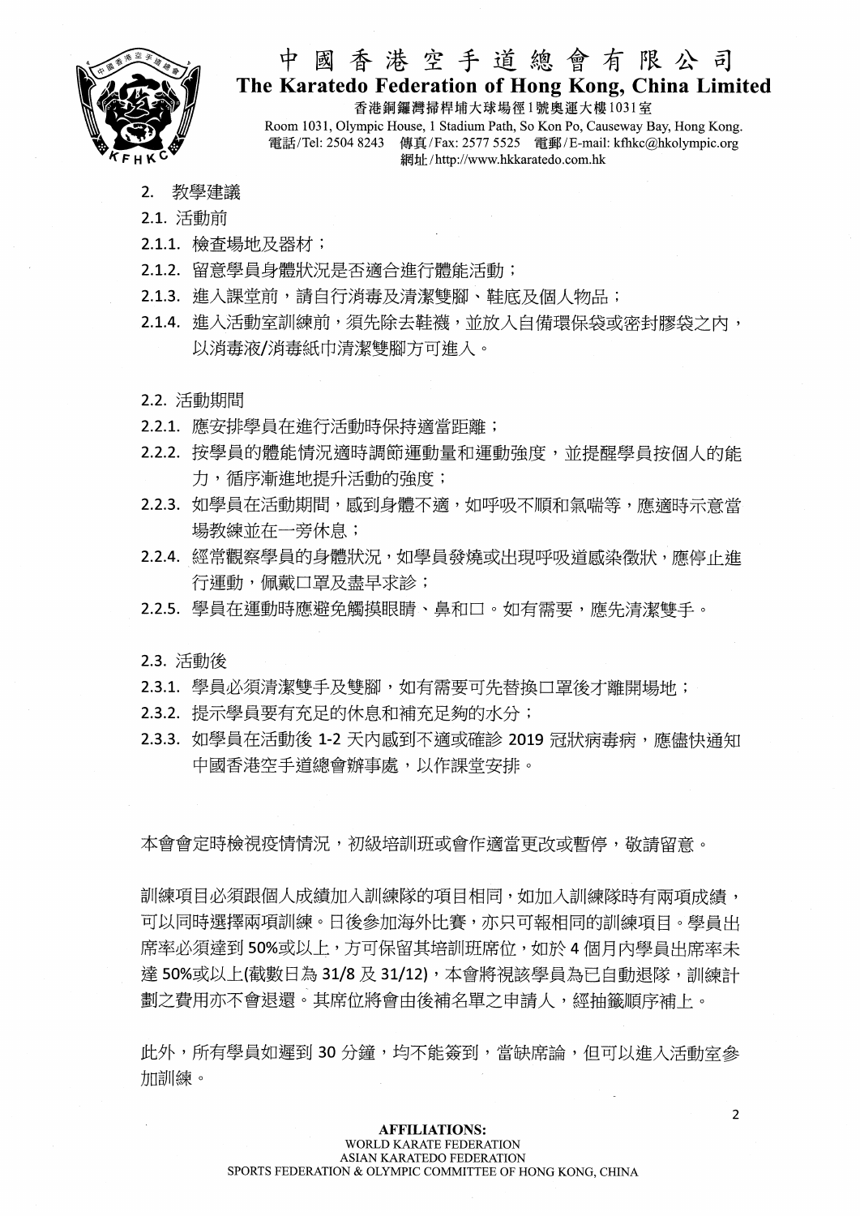## 2. 教學建議

### 2.1. 活動前

2.1.1. 檢查場地及器材；

2.1.2. 留意學員身體狀況是否適合進行體能活動；

2.1.3. 進入課堂前，請自行消毒及清潔雙腳、鞋底及個人物品；

2.1.4. 進入活動室訓練前，須先除去鞋襪，並放入自備環保袋或密封膠袋之內，以消毒液/消毒紙巾清潔雙腳方可進入。

### 2.2. 活動期間

2.2.1. 應安排學員在進行活動時保持適當距離；

2.2.2. 按學員的體能情況適時調節運動量和運動強度，並提醒學員按個人的能力，循序漸進地提升活動的強度；

2.2.3. 如學員在活動期間，感到身體不適，如呼吸不順和氣喘等，應適時示意當場教練並在一旁休息；

2.2.4. 經常觀察學員的身體狀況，如學員發燒或出現呼吸道感染徵狀，應停止進行運動，佩戴口罩及盡早求診；

2.2.5. 學員在運動時應避免觸摸眼睛、鼻和口。如有需要，應先清潔雙手。

### 2.3. 活動後

2.3.1. 學員必須清潔雙手及雙腳，如有需要可先替換口罩後才離開場地；

2.3.2. 提示學員要有充足的休息和補充足夠的水分；

2.3.3. 如學員在活動後 1-2 天內感到不適或確診 2019 冠狀病毒病，應儘快通知中國香港空手道總會辦事處，以作課堂安排。

本會會定時檢視疫情情況，初級培訓班或會作適當更改或暫停，敬請留意。

訓練項目必須跟個人成績加入訓練隊的項目相同，如加入訓練隊時有兩項成績，可以同時選擇兩項訓練。日後參加海外比賽，亦只可報相同的訓練項目。學員出席率必須達到 50%或以上，方可保留其培訓班席位，如於 4 個月內學員出席率未達 50%或以上(截數日為 31/8 及 31/12)，本會將視該學員為已自動退隊，訓練計劃之費用亦不會退還。其席位將會由後補名單之申請人，經抽籤順序補上。

此外，所有學員如遲到 30 分鐘，均不能簽到，當缺席論，但可以進入活動室參加訓練。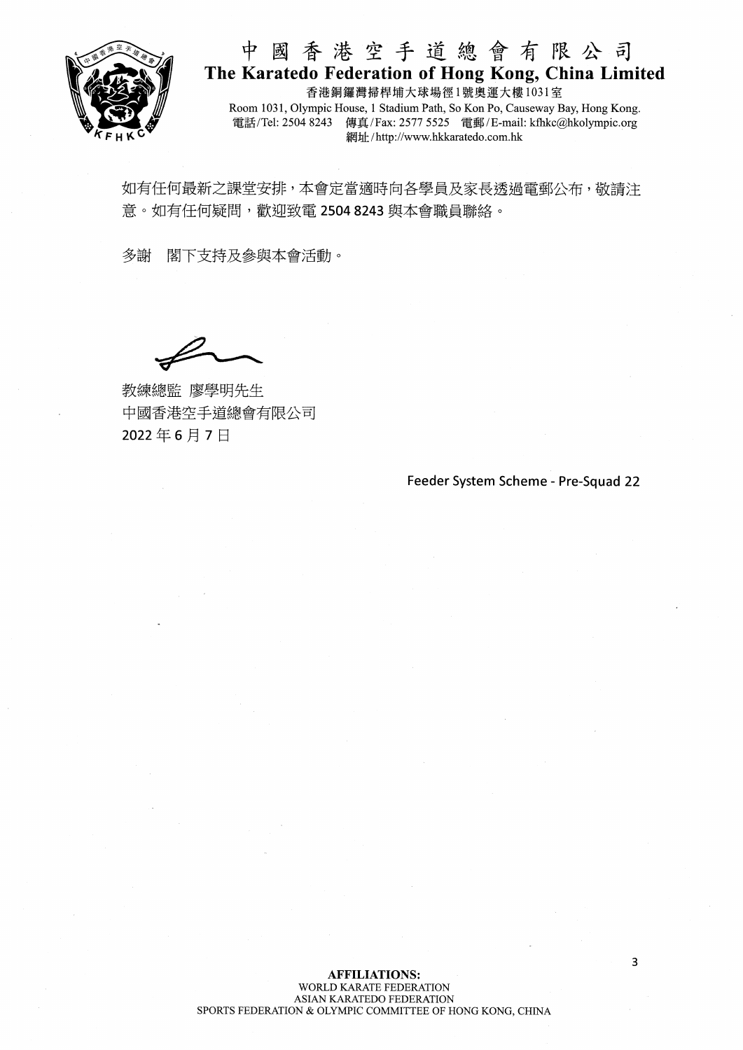# 中國香港空手道總會有限公司

**The Karatedo Federation of Hong Kong, China Limited**

香港銅鑼灣掃桿埔大球場徑1號奧運大樓1031室

Room 1031, Olympic House, 1 Stadium Path, So Kon Po, Causeway Bay, Hong Kong.

電話/Tel: 2504 8243 傳真/Fax: 2577 5525 電郵/E-mail: kfhkc@hkolympic.org

網址/http://www.hkkaratedo.com.hk

如有任何最新之課堂安排，本會定當適時向各學員及家長透過電郵公布，敬請注意。如有任何疑問，歡迎致電 2504 8243 與本會職員聯絡。

多謝 閣下支持及參與本會活動。

教練總監 廖學明先生
中國香港空手道總會有限公司
2022 年 6 月 7 日

Feeder System Scheme - Pre-Squad 22

**AFFILIATIONS:**
WORLD KARATE FEDERATION
ASIAN KARATEDO FEDERATION
SPORTS FEDERATION & OLYMPIC COMMITTEE OF HONG KONG, CHINA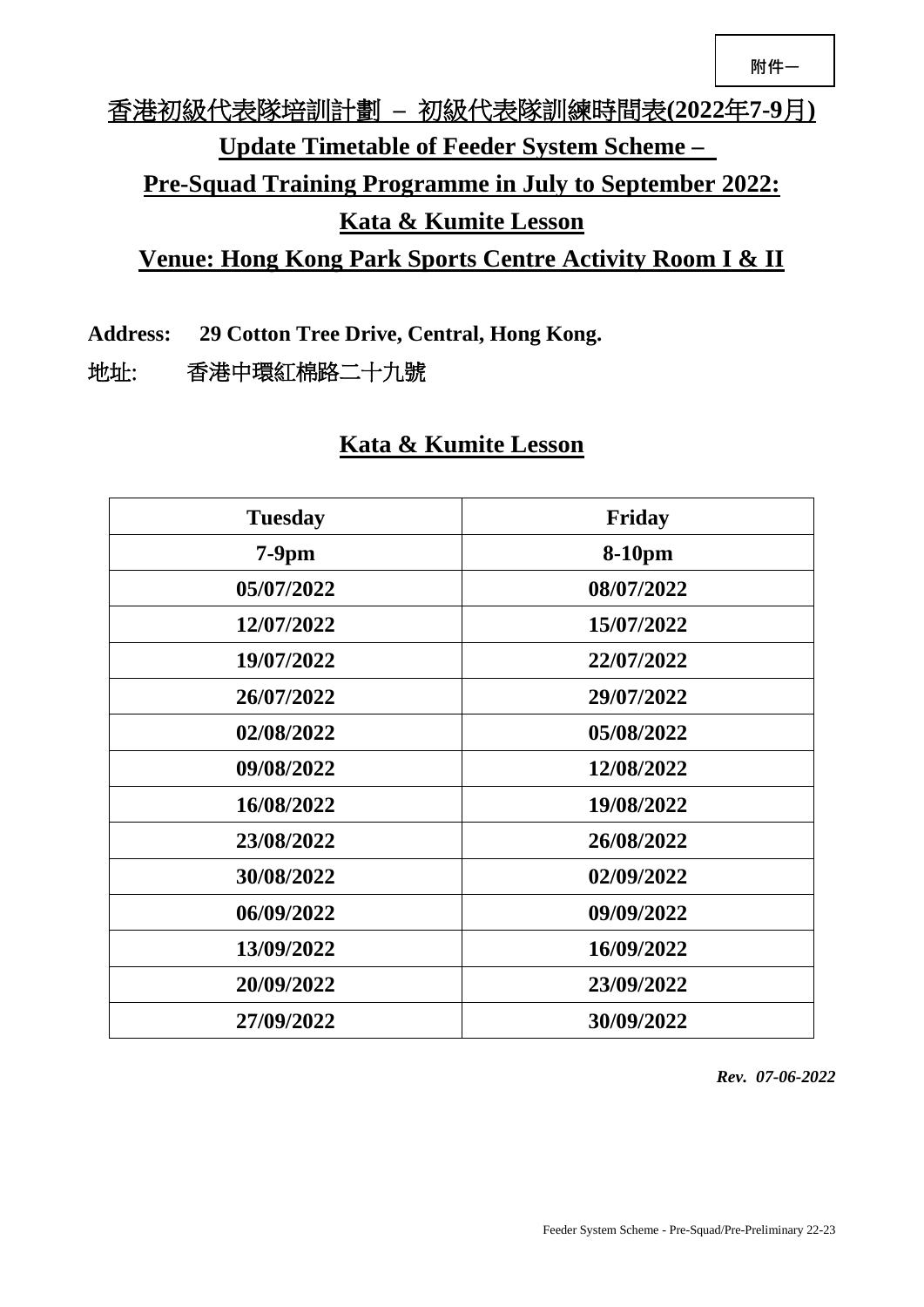附件一

# 香港初級代表隊培訓計劃 – 初級代表隊訓練時間表(2022年7-9月)

## Update Timetable of Feeder System Scheme – Pre-Squad Training Programme in July to September 2022: Kata & Kumite Lesson

## Venue: Hong Kong Park Sports Centre Activity Room I & II

**Address:** **29 Cotton Tree Drive, Central, Hong Kong.**

地址: 香港中環紅棉路二十九號

## Kata & Kumite Lesson

| Tuesday | Friday |
|---|---|
| **7-9pm** | **8-10pm** |
| 05/07/2022 | 08/07/2022 |
| 12/07/2022 | 15/07/2022 |
| 19/07/2022 | 22/07/2022 |
| 26/07/2022 | 29/07/2022 |
| 02/08/2022 | 05/08/2022 |
| 09/08/2022 | 12/08/2022 |
| 16/08/2022 | 19/08/2022 |
| 23/08/2022 | 26/08/2022 |
| 30/08/2022 | 02/09/2022 |
| 06/09/2022 | 09/09/2022 |
| 13/09/2022 | 16/09/2022 |
| 20/09/2022 | 23/09/2022 |
| 27/09/2022 | 30/09/2022 |

***Rev. 07-06-2022***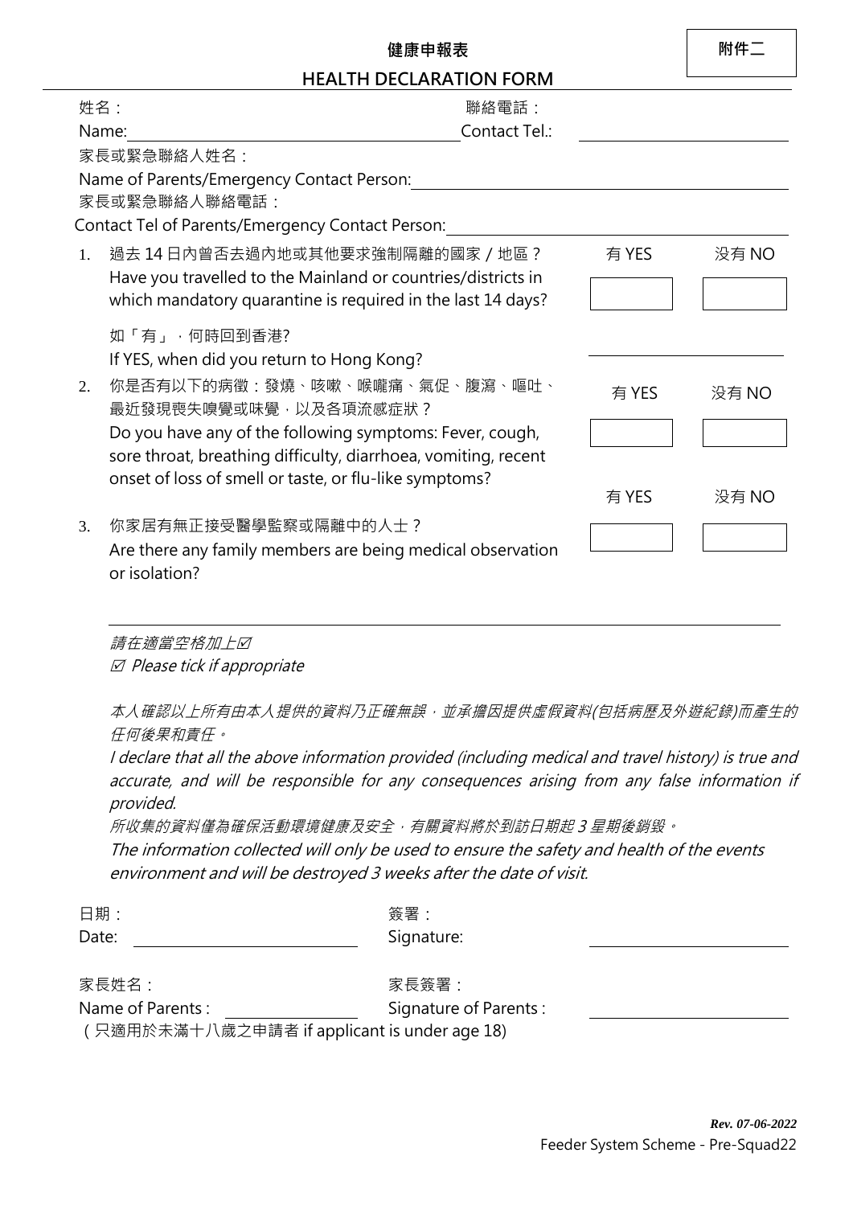附件二

# 健康申報表
# HEALTH DECLARATION FORM

姓名：
Name: ______________________ 聯絡電話：
Contact Tel.: ______________________

家長或緊急聯絡人姓名：
Name of Parents/Emergency Contact Person: ______________________

家長或緊急聯絡人聯絡電話：
Contact Tel of Parents/Emergency Contact Person: ______________________

| | | 有 YES | 没有 NO |
|---|---|---|---|
| 1. | 過去 14 日內曾否去過內地或其他要求強制隔離的國家 / 地區？<br>Have you travelled to the Mainland or countries/districts in which mandatory quarantine is required in the last 14 days? | ☐ | ☐ |
| | 如「有」，何時回到香港?<br>If YES, when did you return to Hong Kong? | ______________ | |
| 2. | 你是否有以下的病徵：發燒、咳嗽、喉嚨痛、氣促、腹瀉、嘔吐、最近發現喪失嗅覺或味覺，以及各項流感症狀？<br>Do you have any of the following symptoms: Fever, cough, sore throat, breathing difficulty, diarrhoea, vomiting, recent onset of loss of smell or taste, or flu-like symptoms? | ☐ | ☐ |
| 3. | 你家居有無正接受醫學監察或隔離中的人士？<br>Are there any family members are being medical observation or isolation? | ☐ | ☐ |

*請在適當空格加上☑*
*☑ Please tick if appropriate*

*本人確認以上所有由本人提供的資料乃正確無誤，並承擔因提供虛假資料(包括病歷及外遊紀錄)而產生的任何後果和責任。*

*I declare that all the above information provided (including medical and travel history) is true and accurate, and will be responsible for any consequences arising from any false information if provided.*

*所收集的資料僅為確保活動環境健康及安全，有關資料將於到訪日期起 3 星期後銷毀。*

*The information collected will only be used to ensure the safety and health of the events environment and will be destroyed 3 weeks after the date of visit.*

日期：
Date: ______________________ 簽署：
Signature: ______________________

家長姓名：
Name of Parents : ______________ 家長簽署：
Signature of Parents : ______________________

（只適用於未滿十八歲之申請者 if applicant is under age 18)

*Rev. 07-06-2022*
Feeder System Scheme - Pre-Squad22